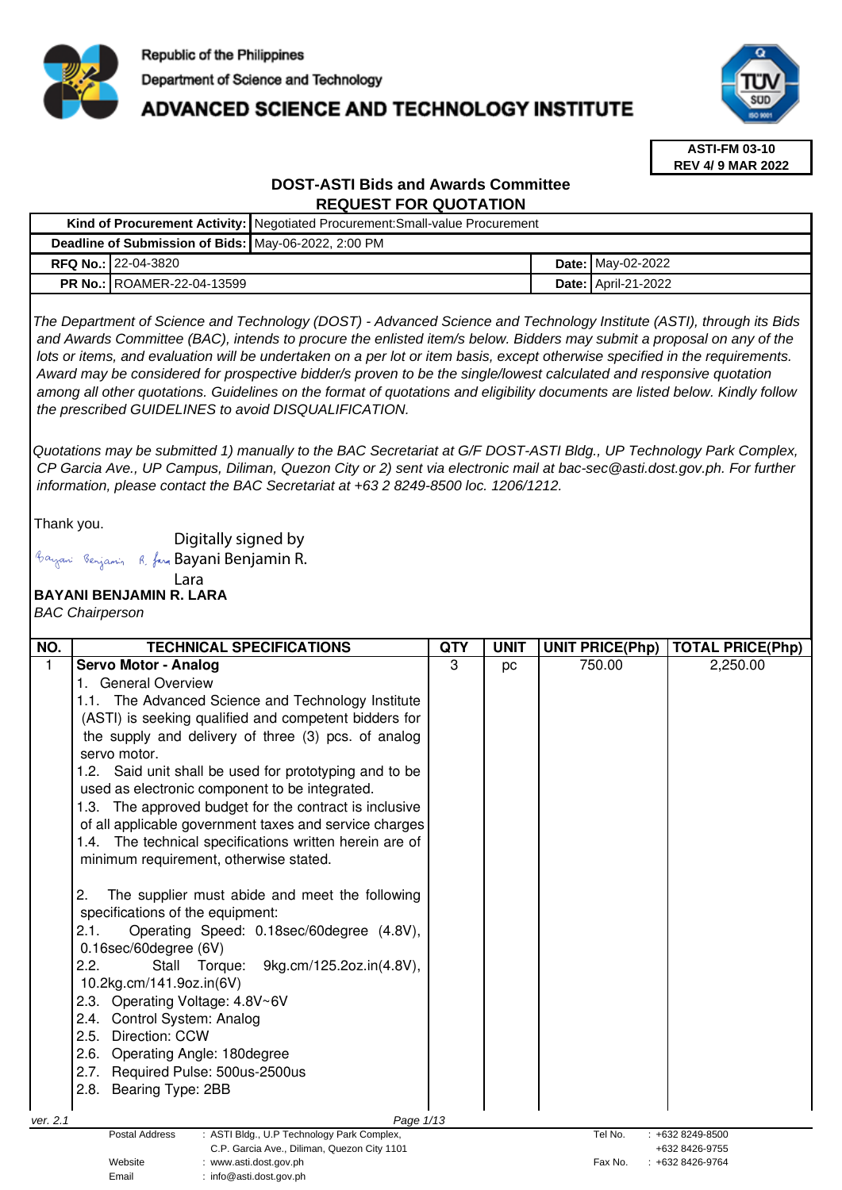Republic of the Philippines

Department of Science and Technology

# ADVANCED SCIENCE AND TECHNOLOGY INSTITUTE

**ASTI-FM 03-10**
**REV 4/ 9 MAR 2022**

## DOST-ASTI Bids and Awards Committee
## REQUEST FOR QUOTATION

| | | | |
|---|---|---|---|
| **Kind of Procurement Activity:** | Negotiated Procurement:Small-value Procurement | | |
| **Deadline of Submission of Bids:** | May-06-2022, 2:00 PM | | |
| **RFQ No.:** | 22-04-3820 | **Date:** | May-02-2022 |
| **PR No.:** | ROAMER-22-04-13599 | **Date:** | April-21-2022 |

*The Department of Science and Technology (DOST) - Advanced Science and Technology Institute (ASTI), through its Bids and Awards Committee (BAC), intends to procure the enlisted item/s below. Bidders may submit a proposal on any of the lots or items, and evaluation will be undertaken on a per lot or item basis, except otherwise specified in the requirements. Award may be considered for prospective bidder/s proven to be the single/lowest calculated and responsive quotation among all other quotations. Guidelines on the format of quotations and eligibility documents are listed below. Kindly follow the prescribed GUIDELINES to avoid DISQUALIFICATION.*

*Quotations may be submitted 1) manually to the BAC Secretariat at G/F DOST-ASTI Bldg., UP Technology Park Complex, CP Garcia Ave., UP Campus, Diliman, Quezon City or 2) sent via electronic mail at bac-sec@asti.dost.gov.ph. For further information, please contact the BAC Secretariat at +63 2 8249-8500 loc. 1206/1212.*

Thank you.

Digitally signed by Bayani Benjamin R. Lara

**BAYANI BENJAMIN R. LARA**
*BAC Chairperson*

| NO. | TECHNICAL SPECIFICATIONS | QTY | UNIT | UNIT PRICE(Php) | TOTAL PRICE(Php) |
|---|---|---|---|---|---|
| 1 | **Servo Motor - Analog**<br>1. General Overview<br>1.1. The Advanced Science and Technology Institute (ASTI) is seeking qualified and competent bidders for the supply and delivery of three (3) pcs. of analog servo motor.<br>1.2. Said unit shall be used for prototyping and to be used as electronic component to be integrated.<br>1.3. The approved budget for the contract is inclusive of all applicable government taxes and service charges<br>1.4. The technical specifications written herein are of minimum requirement, otherwise stated.<br><br>2. The supplier must abide and meet the following specifications of the equipment:<br>2.1. Operating Speed: 0.18sec/60degree (4.8V), 0.16sec/60degree (6V)<br>2.2. Stall Torque: 9kg.cm/125.2oz.in(4.8V), 10.2kg.cm/141.9oz.in(6V)<br>2.3. Operating Voltage: 4.8V~6V<br>2.4. Control System: Analog<br>2.5. Direction: CCW<br>2.6. Operating Angle: 180degree<br>2.7. Required Pulse: 500us-2500us<br>2.8. Bearing Type: 2BB | 3 | pc | 750.00 | 2,250.00 |

ver. 2.1

| | |
|---|---|
| Postal Address | : ASTI Bldg., U.P Technology Park Complex, C.P. Garcia Ave., Diliman, Quezon City 1101 |
| Website | : www.asti.dost.gov.ph |
| Email | : info@asti.dost.gov.ph |
| Tel No. | : +632 8249-8500, +632 8426-9755 |
| Fax No. | : +632 8426-9764 |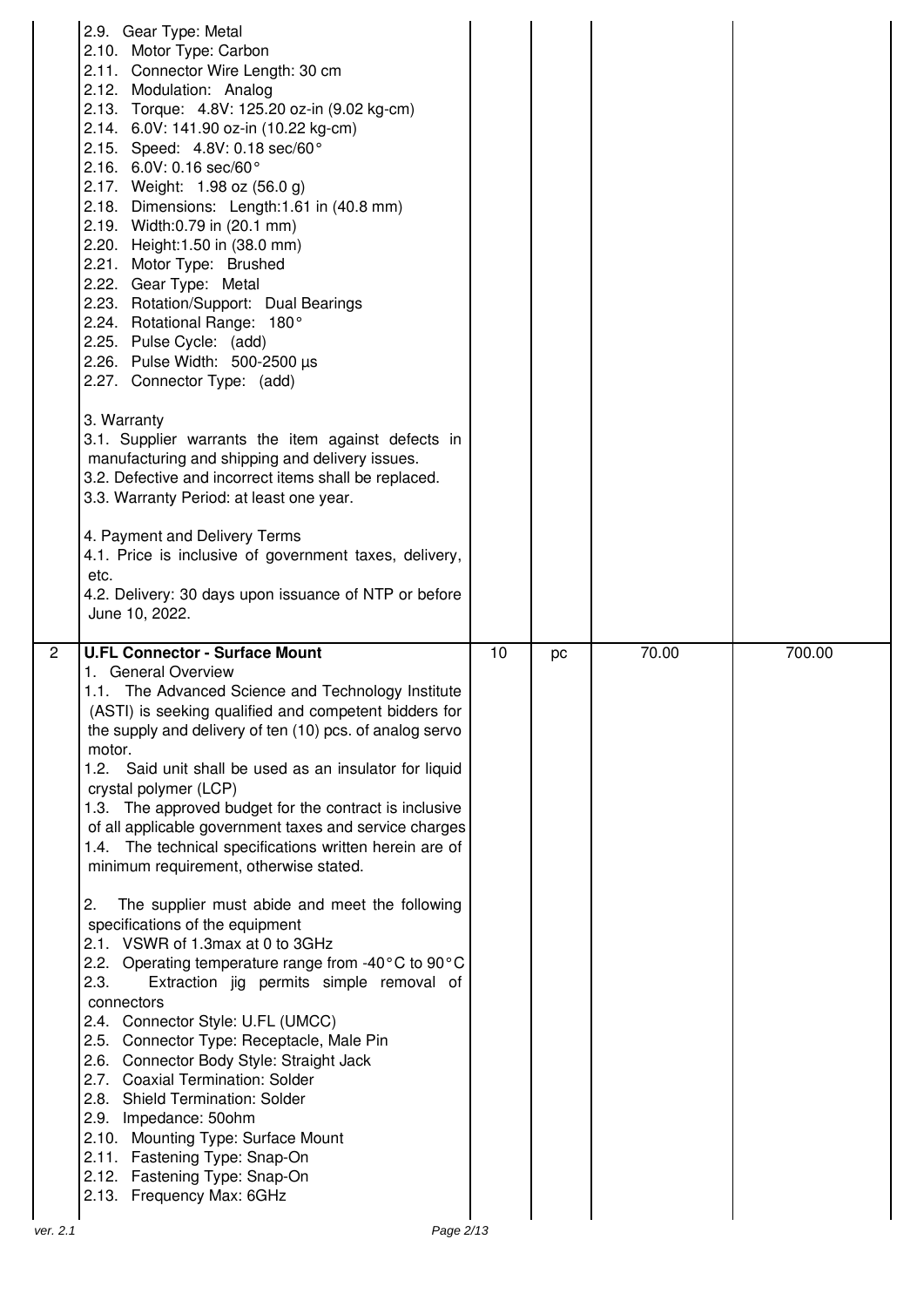| | | | | | |
|---|---|---|---|---|---|
| | 2.9. Gear Type: Metal<br>2.10. Motor Type: Carbon<br>2.11. Connector Wire Length: 30 cm<br>2.12. Modulation: Analog<br>2.13. Torque: 4.8V: 125.20 oz-in (9.02 kg-cm)<br>2.14. 6.0V: 141.90 oz-in (10.22 kg-cm)<br>2.15. Speed: 4.8V: 0.18 sec/60°<br>2.16. 6.0V: 0.16 sec/60°<br>2.17. Weight: 1.98 oz (56.0 g)<br>2.18. Dimensions: Length:1.61 in (40.8 mm)<br>2.19. Width:0.79 in (20.1 mm)<br>2.20. Height:1.50 in (38.0 mm)<br>2.21. Motor Type: Brushed<br>2.22. Gear Type: Metal<br>2.23. Rotation/Support: Dual Bearings<br>2.24. Rotational Range: 180°<br>2.25. Pulse Cycle: (add)<br>2.26. Pulse Width: 500-2500 µs<br>2.27. Connector Type: (add)<br><br>3. Warranty<br>3.1. Supplier warrants the item against defects in manufacturing and shipping and delivery issues.<br>3.2. Defective and incorrect items shall be replaced.<br>3.3. Warranty Period: at least one year.<br><br>4. Payment and Delivery Terms<br>4.1. Price is inclusive of government taxes, delivery, etc.<br>4.2. Delivery: 30 days upon issuance of NTP or before June 10, 2022. | | | | |
| 2 | **U.FL Connector - Surface Mount**<br>1. General Overview<br>1.1. The Advanced Science and Technology Institute (ASTI) is seeking qualified and competent bidders for the supply and delivery of ten (10) pcs. of analog servo motor.<br>1.2. Said unit shall be used as an insulator for liquid crystal polymer (LCP)<br>1.3. The approved budget for the contract is inclusive of all applicable government taxes and service charges<br>1.4. The technical specifications written herein are of minimum requirement, otherwise stated.<br><br>2. The supplier must abide and meet the following specifications of the equipment<br>2.1. VSWR of 1.3max at 0 to 3GHz<br>2.2. Operating temperature range from -40°C to 90°C<br>2.3. Extraction jig permits simple removal of connectors<br>2.4. Connector Style: U.FL (UMCC)<br>2.5. Connector Type: Receptacle, Male Pin<br>2.6. Connector Body Style: Straight Jack<br>2.7. Coaxial Termination: Solder<br>2.8. Shield Termination: Solder<br>2.9. Impedance: 50ohm<br>2.10. Mounting Type: Surface Mount<br>2.11. Fastening Type: Snap-On<br>2.12. Fastening Type: Snap-On<br>2.13. Frequency Max: 6GHz | 10 | pc | 70.00 | 700.00 |

ver. 2.1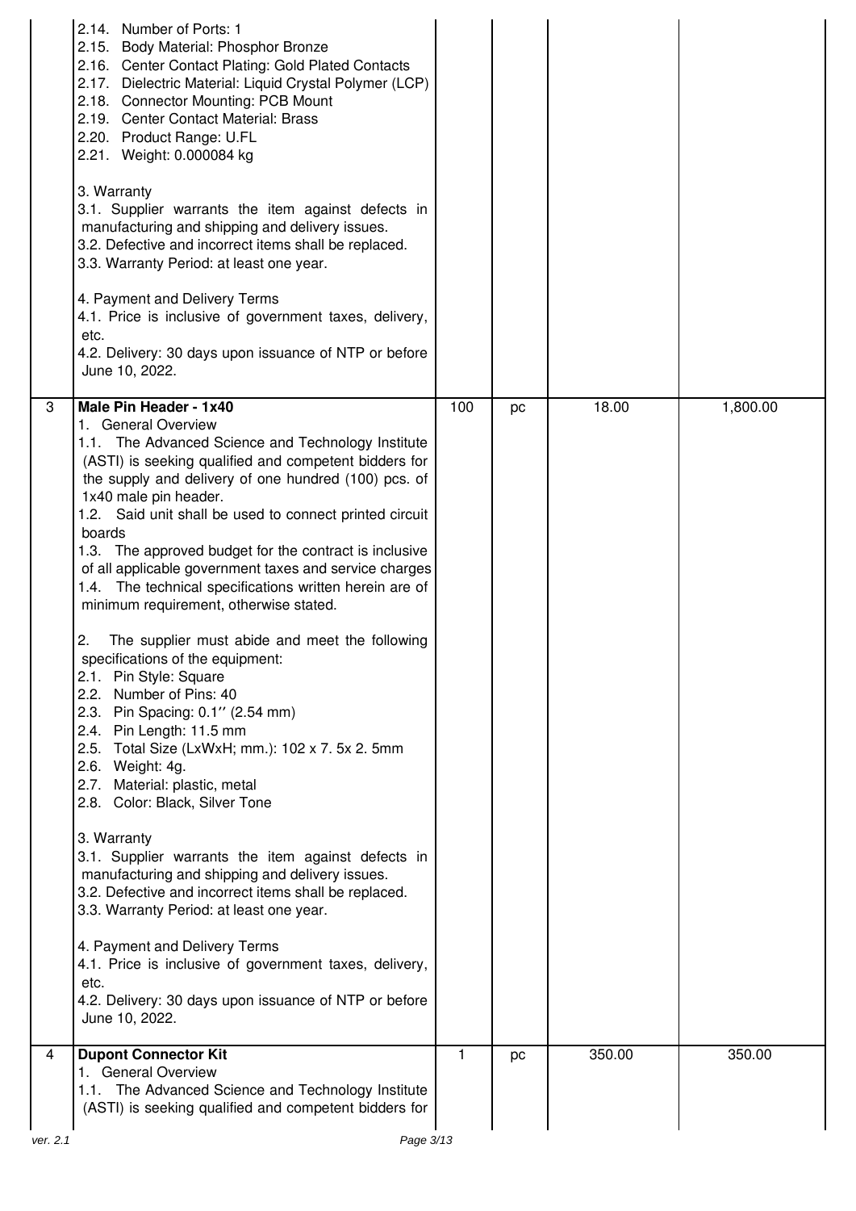| | | | | | |
|---|---|---|---|---|---|
| | 2.14. Number of Ports: 1<br>2.15. Body Material: Phosphor Bronze<br>2.16. Center Contact Plating: Gold Plated Contacts<br>2.17. Dielectric Material: Liquid Crystal Polymer (LCP)<br>2.18. Connector Mounting: PCB Mount<br>2.19. Center Contact Material: Brass<br>2.20. Product Range: U.FL<br>2.21. Weight: 0.000084 kg<br><br>3. Warranty<br>3.1. Supplier warrants the item against defects in manufacturing and shipping and delivery issues.<br>3.2. Defective and incorrect items shall be replaced.<br>3.3. Warranty Period: at least one year.<br><br>4. Payment and Delivery Terms<br>4.1. Price is inclusive of government taxes, delivery, etc.<br>4.2. Delivery: 30 days upon issuance of NTP or before June 10, 2022. | | | | |
| 3 | **Male Pin Header - 1x40**<br>1. General Overview<br>1.1. The Advanced Science and Technology Institute (ASTI) is seeking qualified and competent bidders for the supply and delivery of one hundred (100) pcs. of 1x40 male pin header.<br>1.2. Said unit shall be used to connect printed circuit boards<br>1.3. The approved budget for the contract is inclusive of all applicable government taxes and service charges<br>1.4. The technical specifications written herein are of minimum requirement, otherwise stated.<br><br>2. The supplier must abide and meet the following specifications of the equipment:<br>2.1. Pin Style: Square<br>2.2. Number of Pins: 40<br>2.3. Pin Spacing: 0.1'' (2.54 mm)<br>2.4. Pin Length: 11.5 mm<br>2.5. Total Size (LxWxH; mm.): 102 x 7. 5x 2. 5mm<br>2.6. Weight: 4g.<br>2.7. Material: plastic, metal<br>2.8. Color: Black, Silver Tone<br><br>3. Warranty<br>3.1. Supplier warrants the item against defects in manufacturing and shipping and delivery issues.<br>3.2. Defective and incorrect items shall be replaced.<br>3.3. Warranty Period: at least one year.<br><br>4. Payment and Delivery Terms<br>4.1. Price is inclusive of government taxes, delivery, etc.<br>4.2. Delivery: 30 days upon issuance of NTP or before June 10, 2022. | 100 | pc | 18.00 | 1,800.00 |
| 4 | **Dupont Connector Kit**<br>1. General Overview<br>1.1. The Advanced Science and Technology Institute (ASTI) is seeking qualified and competent bidders for | 1 | pc | 350.00 | 350.00 |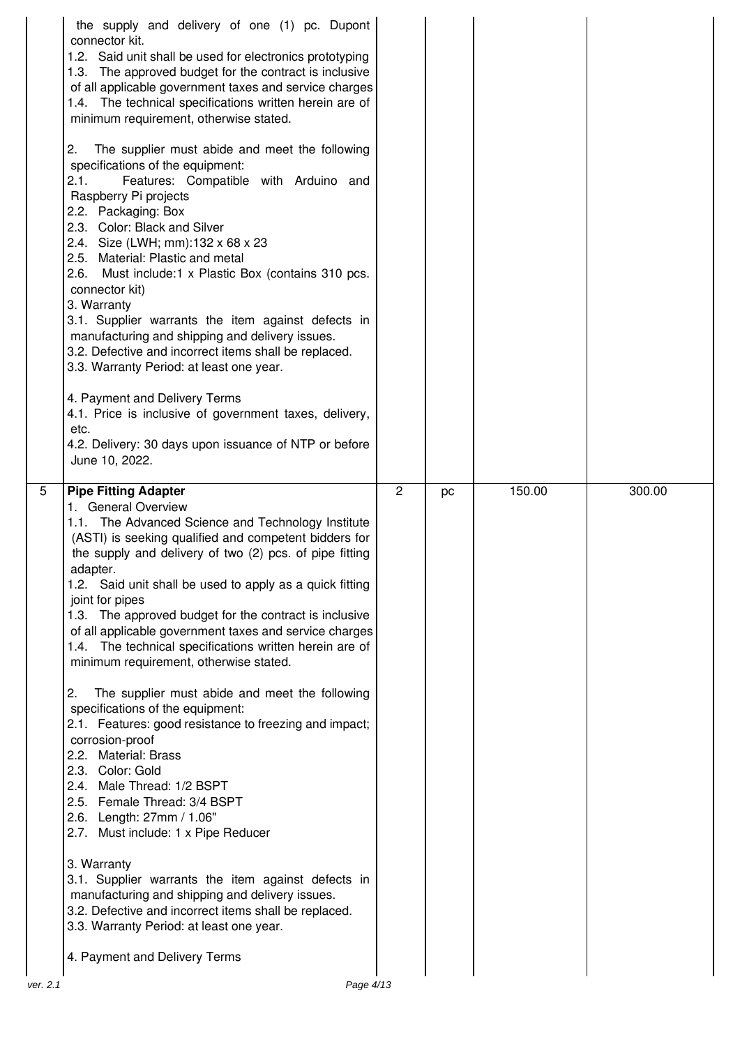| | | | | | |
|---|---|---|---|---|---|
| | the supply and delivery of one (1) pc. Dupont connector kit.<br>1.2. Said unit shall be used for electronics prototyping<br>1.3. The approved budget for the contract is inclusive of all applicable government taxes and service charges<br>1.4. The technical specifications written herein are of minimum requirement, otherwise stated.<br><br>2. The supplier must abide and meet the following specifications of the equipment:<br>2.1. Features: Compatible with Arduino and Raspberry Pi projects<br>2.2. Packaging: Box<br>2.3. Color: Black and Silver<br>2.4. Size (LWH; mm):132 x 68 x 23<br>2.5. Material: Plastic and metal<br>2.6. Must include:1 x Plastic Box (contains 310 pcs. connector kit)<br>3. Warranty<br>3.1. Supplier warrants the item against defects in manufacturing and shipping and delivery issues.<br>3.2. Defective and incorrect items shall be replaced.<br>3.3. Warranty Period: at least one year.<br><br>4. Payment and Delivery Terms<br>4.1. Price is inclusive of government taxes, delivery, etc.<br>4.2. Delivery: 30 days upon issuance of NTP or before June 10, 2022. | | | | |
| 5 | **Pipe Fitting Adapter**<br>1. General Overview<br>1.1. The Advanced Science and Technology Institute (ASTI) is seeking qualified and competent bidders for the supply and delivery of two (2) pcs. of pipe fitting adapter.<br>1.2. Said unit shall be used to apply as a quick fitting joint for pipes<br>1.3. The approved budget for the contract is inclusive of all applicable government taxes and service charges<br>1.4. The technical specifications written herein are of minimum requirement, otherwise stated.<br><br>2. The supplier must abide and meet the following specifications of the equipment:<br>2.1. Features: good resistance to freezing and impact; corrosion-proof<br>2.2. Material: Brass<br>2.3. Color: Gold<br>2.4. Male Thread: 1/2 BSPT<br>2.5. Female Thread: 3/4 BSPT<br>2.6. Length: 27mm / 1.06"<br>2.7. Must include: 1 x Pipe Reducer<br><br>3. Warranty<br>3.1. Supplier warrants the item against defects in manufacturing and shipping and delivery issues.<br>3.2. Defective and incorrect items shall be replaced.<br>3.3. Warranty Period: at least one year.<br><br>4. Payment and Delivery Terms | 2 | pc | 150.00 | 300.00 |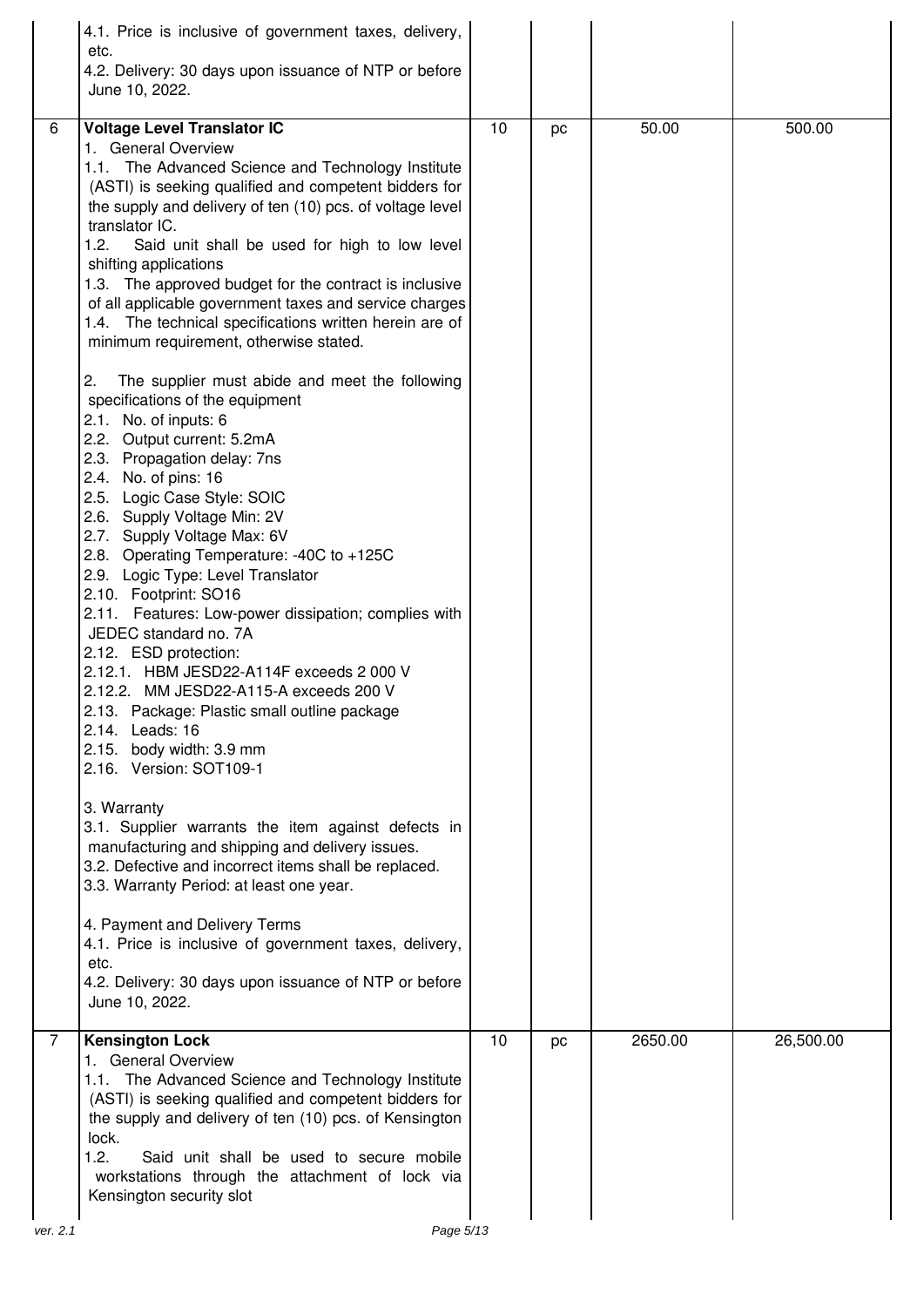| | | | | | |
|---|---|---|---|---|---|
| | 4.1. Price is inclusive of government taxes, delivery, etc.<br>4.2. Delivery: 30 days upon issuance of NTP or before June 10, 2022. | | | | |
| 6 | **Voltage Level Translator IC**<br>1. General Overview<br>1.1. The Advanced Science and Technology Institute (ASTI) is seeking qualified and competent bidders for the supply and delivery of ten (10) pcs. of voltage level translator IC.<br>1.2. Said unit shall be used for high to low level shifting applications<br>1.3. The approved budget for the contract is inclusive of all applicable government taxes and service charges<br>1.4. The technical specifications written herein are of minimum requirement, otherwise stated.<br><br>2. The supplier must abide and meet the following specifications of the equipment<br>2.1. No. of inputs: 6<br>2.2. Output current: 5.2mA<br>2.3. Propagation delay: 7ns<br>2.4. No. of pins: 16<br>2.5. Logic Case Style: SOIC<br>2.6. Supply Voltage Min: 2V<br>2.7. Supply Voltage Max: 6V<br>2.8. Operating Temperature: -40C to +125C<br>2.9. Logic Type: Level Translator<br>2.10. Footprint: SO16<br>2.11. Features: Low-power dissipation; complies with JEDEC standard no. 7A<br>2.12. ESD protection:<br>2.12.1. HBM JESD22-A114F exceeds 2 000 V<br>2.12.2. MM JESD22-A115-A exceeds 200 V<br>2.13. Package: Plastic small outline package<br>2.14. Leads: 16<br>2.15. body width: 3.9 mm<br>2.16. Version: SOT109-1<br><br>3. Warranty<br>3.1. Supplier warrants the item against defects in manufacturing and shipping and delivery issues.<br>3.2. Defective and incorrect items shall be replaced.<br>3.3. Warranty Period: at least one year.<br><br>4. Payment and Delivery Terms<br>4.1. Price is inclusive of government taxes, delivery, etc.<br>4.2. Delivery: 30 days upon issuance of NTP or before June 10, 2022. | 10 | pc | 50.00 | 500.00 |
| 7 | **Kensington Lock**<br>1. General Overview<br>1.1. The Advanced Science and Technology Institute (ASTI) is seeking qualified and competent bidders for the supply and delivery of ten (10) pcs. of Kensington lock.<br>1.2. Said unit shall be used to secure mobile workstations through the attachment of lock via Kensington security slot | 10 | pc | 2650.00 | 26,500.00 |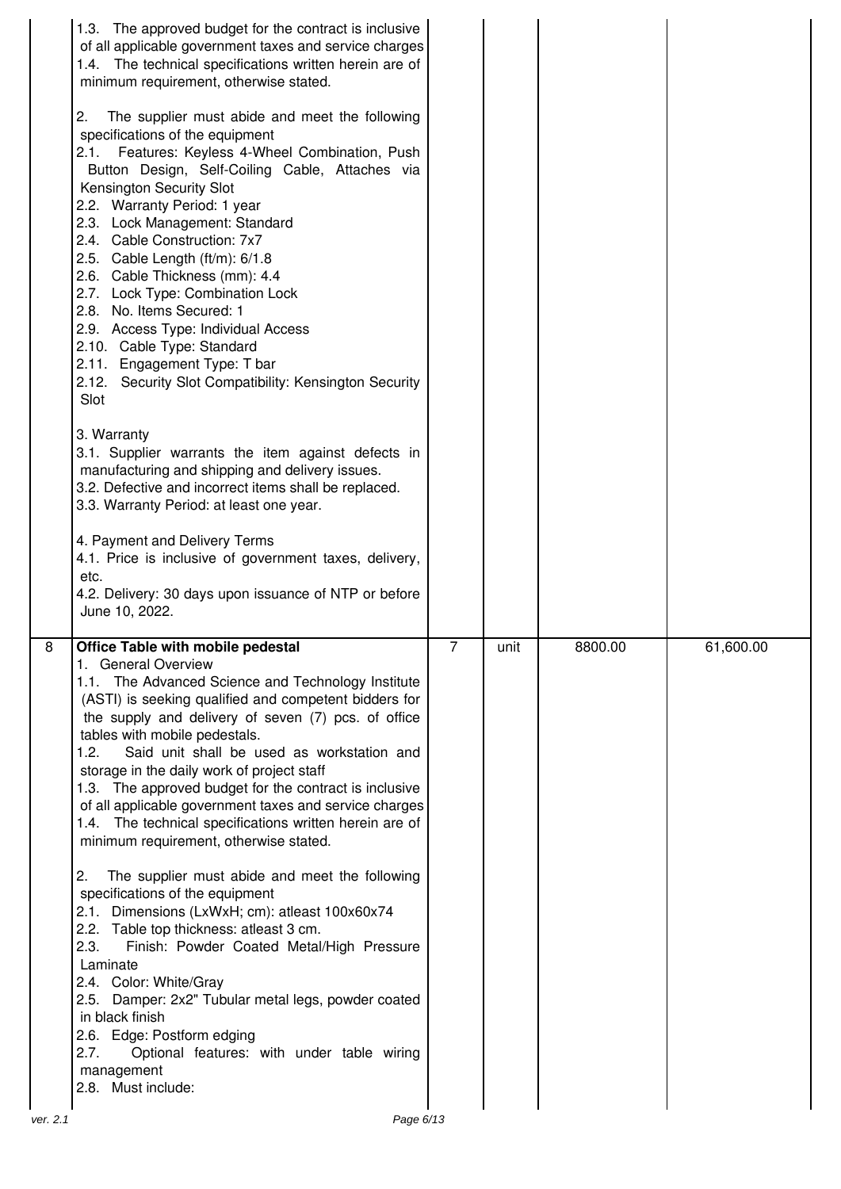| | | | | | |
|---|---|---|---|---|---|
| | 1.3. The approved budget for the contract is inclusive of all applicable government taxes and service charges<br>1.4. The technical specifications written herein are of minimum requirement, otherwise stated.<br><br>2. The supplier must abide and meet the following specifications of the equipment<br>2.1. Features: Keyless 4-Wheel Combination, Push Button Design, Self-Coiling Cable, Attaches via Kensington Security Slot<br>2.2. Warranty Period: 1 year<br>2.3. Lock Management: Standard<br>2.4. Cable Construction: 7x7<br>2.5. Cable Length (ft/m): 6/1.8<br>2.6. Cable Thickness (mm): 4.4<br>2.7. Lock Type: Combination Lock<br>2.8. No. Items Secured: 1<br>2.9. Access Type: Individual Access<br>2.10. Cable Type: Standard<br>2.11. Engagement Type: T bar<br>2.12. Security Slot Compatibility: Kensington Security Slot<br><br>3. Warranty<br>3.1. Supplier warrants the item against defects in manufacturing and shipping and delivery issues.<br>3.2. Defective and incorrect items shall be replaced.<br>3.3. Warranty Period: at least one year.<br><br>4. Payment and Delivery Terms<br>4.1. Price is inclusive of government taxes, delivery, etc.<br>4.2. Delivery: 30 days upon issuance of NTP or before June 10, 2022. | | | | |
| 8 | **Office Table with mobile pedestal**<br>1. General Overview<br>1.1. The Advanced Science and Technology Institute (ASTI) is seeking qualified and competent bidders for the supply and delivery of seven (7) pcs. of office tables with mobile pedestals.<br>1.2. Said unit shall be used as workstation and storage in the daily work of project staff<br>1.3. The approved budget for the contract is inclusive of all applicable government taxes and service charges<br>1.4. The technical specifications written herein are of minimum requirement, otherwise stated.<br><br>2. The supplier must abide and meet the following specifications of the equipment<br>2.1. Dimensions (LxWxH; cm): atleast 100x60x74<br>2.2. Table top thickness: atleast 3 cm.<br>2.3. Finish: Powder Coated Metal/High Pressure Laminate<br>2.4. Color: White/Gray<br>2.5. Damper: 2x2" Tubular metal legs, powder coated in black finish<br>2.6. Edge: Postform edging<br>2.7. Optional features: with under table wiring management<br>2.8. Must include: | 7 | unit | 8800.00 | 61,600.00 |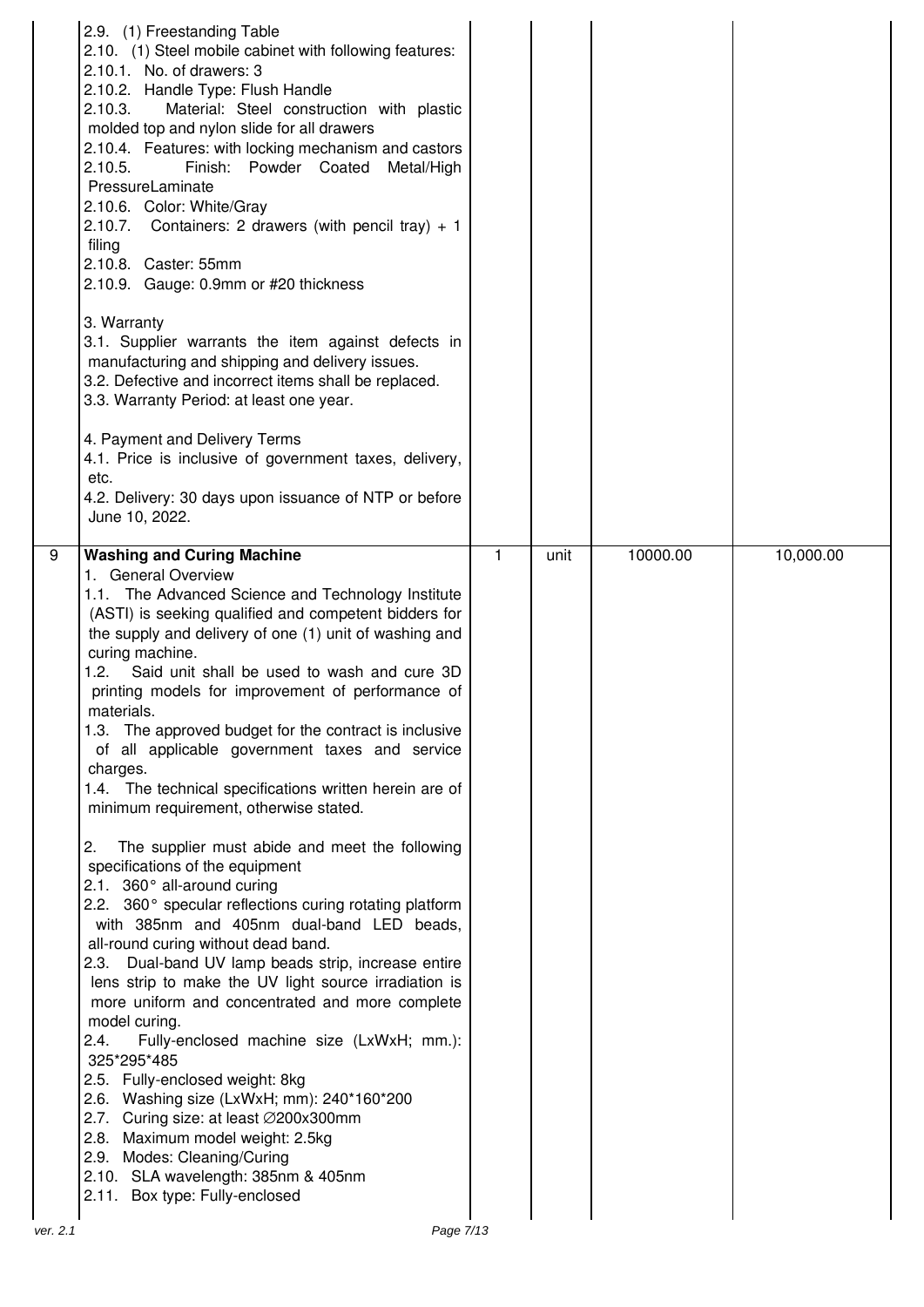| | | | | | |
|---|---|---|---|---|---|
| | 2.9. (1) Freestanding Table<br>2.10. (1) Steel mobile cabinet with following features:<br>2.10.1. No. of drawers: 3<br>2.10.2. Handle Type: Flush Handle<br>2.10.3. Material: Steel construction with plastic molded top and nylon slide for all drawers<br>2.10.4. Features: with locking mechanism and castors<br>2.10.5. Finish: Powder Coated Metal/High PressureLaminate<br>2.10.6. Color: White/Gray<br>2.10.7. Containers: 2 drawers (with pencil tray) + 1 filing<br>2.10.8. Caster: 55mm<br>2.10.9. Gauge: 0.9mm or #20 thickness<br><br>3. Warranty<br>3.1. Supplier warrants the item against defects in manufacturing and shipping and delivery issues.<br>3.2. Defective and incorrect items shall be replaced.<br>3.3. Warranty Period: at least one year.<br><br>4. Payment and Delivery Terms<br>4.1. Price is inclusive of government taxes, delivery, etc.<br>4.2. Delivery: 30 days upon issuance of NTP or before June 10, 2022. | | | | |
| 9 | **Washing and Curing Machine**<br>1. General Overview<br>1.1. The Advanced Science and Technology Institute (ASTI) is seeking qualified and competent bidders for the supply and delivery of one (1) unit of washing and curing machine.<br>1.2. Said unit shall be used to wash and cure 3D printing models for improvement of performance of materials.<br>1.3. The approved budget for the contract is inclusive of all applicable government taxes and service charges.<br>1.4. The technical specifications written herein are of minimum requirement, otherwise stated.<br><br>2. The supplier must abide and meet the following specifications of the equipment<br>2.1. 360° all-around curing<br>2.2. 360° specular reflections curing rotating platform with 385nm and 405nm dual-band LED beads, all-round curing without dead band.<br>2.3. Dual-band UV lamp beads strip, increase entire lens strip to make the UV light source irradiation is more uniform and concentrated and more complete model curing.<br>2.4. Fully-enclosed machine size (LxWxH; mm.): 325*295*485<br>2.5. Fully-enclosed weight: 8kg<br>2.6. Washing size (LxWxH; mm): 240*160*200<br>2.7. Curing size: at least ∅200x300mm<br>2.8. Maximum model weight: 2.5kg<br>2.9. Modes: Cleaning/Curing<br>2.10. SLA wavelength: 385nm & 405nm<br>2.11. Box type: Fully-enclosed | 1 | unit | 10000.00 | 10,000.00 |

ver. 2.1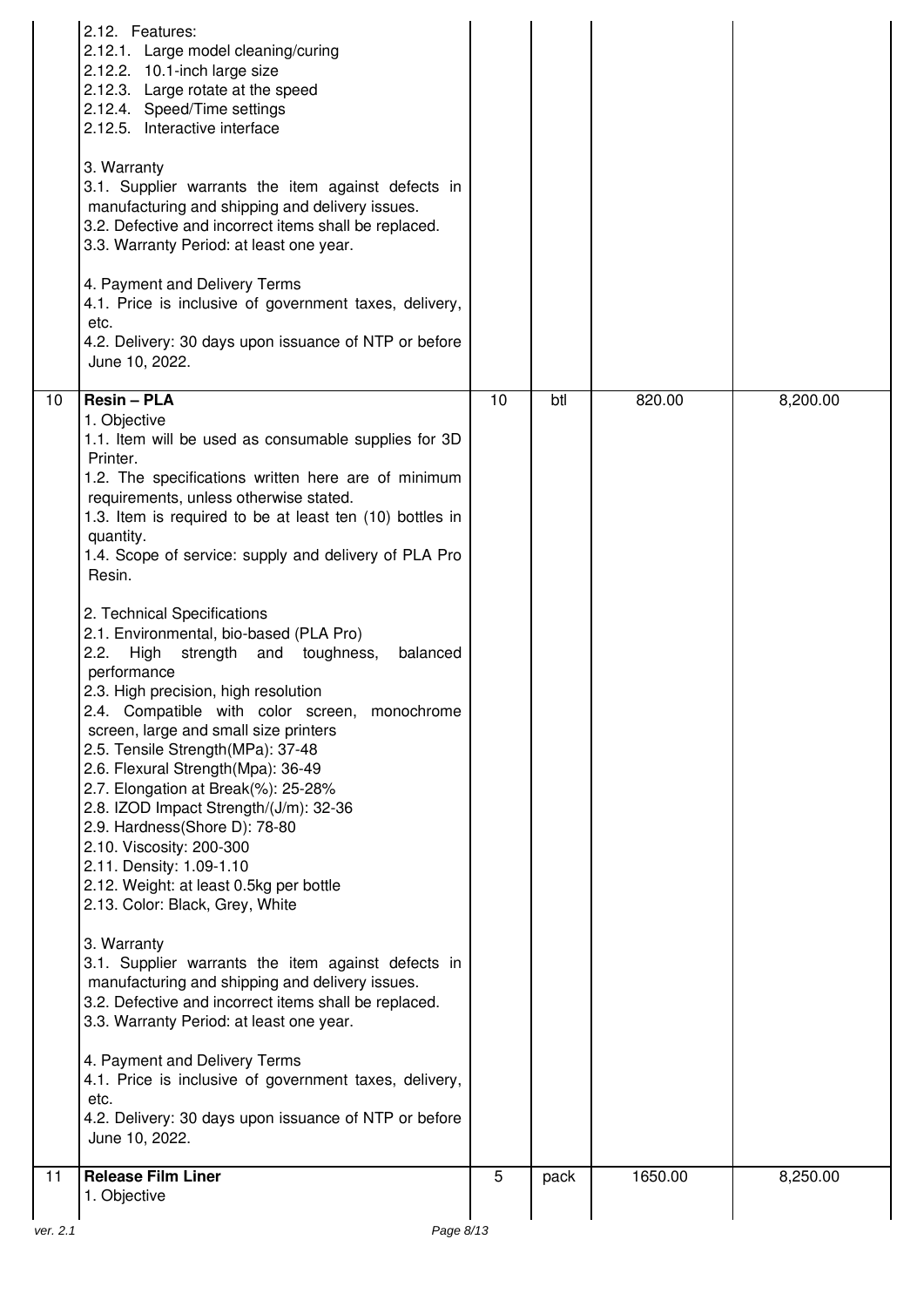| | | | | | |
|---|---|---|---|---|---|
| | 2.12. Features:<br>2.12.1. Large model cleaning/curing<br>2.12.2. 10.1-inch large size<br>2.12.3. Large rotate at the speed<br>2.12.4. Speed/Time settings<br>2.12.5. Interactive interface<br><br>3. Warranty<br>3.1. Supplier warrants the item against defects in manufacturing and shipping and delivery issues.<br>3.2. Defective and incorrect items shall be replaced.<br>3.3. Warranty Period: at least one year.<br><br>4. Payment and Delivery Terms<br>4.1. Price is inclusive of government taxes, delivery, etc.<br>4.2. Delivery: 30 days upon issuance of NTP or before June 10, 2022. | | | | |
| 10 | **Resin – PLA**<br>1. Objective<br>1.1. Item will be used as consumable supplies for 3D Printer.<br>1.2. The specifications written here are of minimum requirements, unless otherwise stated.<br>1.3. Item is required to be at least ten (10) bottles in quantity.<br>1.4. Scope of service: supply and delivery of PLA Pro Resin.<br><br>2. Technical Specifications<br>2.1. Environmental, bio-based (PLA Pro)<br>2.2. High strength and toughness, balanced performance<br>2.3. High precision, high resolution<br>2.4. Compatible with color screen, monochrome screen, large and small size printers<br>2.5. Tensile Strength(MPa): 37-48<br>2.6. Flexural Strength(Mpa): 36-49<br>2.7. Elongation at Break(%): 25-28%<br>2.8. IZOD Impact Strength/(J/m): 32-36<br>2.9. Hardness(Shore D): 78-80<br>2.10. Viscosity: 200-300<br>2.11. Density: 1.09-1.10<br>2.12. Weight: at least 0.5kg per bottle<br>2.13. Color: Black, Grey, White<br><br>3. Warranty<br>3.1. Supplier warrants the item against defects in manufacturing and shipping and delivery issues.<br>3.2. Defective and incorrect items shall be replaced.<br>3.3. Warranty Period: at least one year.<br><br>4. Payment and Delivery Terms<br>4.1. Price is inclusive of government taxes, delivery, etc.<br>4.2. Delivery: 30 days upon issuance of NTP or before June 10, 2022. | 10 | btl | 820.00 | 8,200.00 |
| 11 | **Release Film Liner**<br>1. Objective | 5 | pack | 1650.00 | 8,250.00 |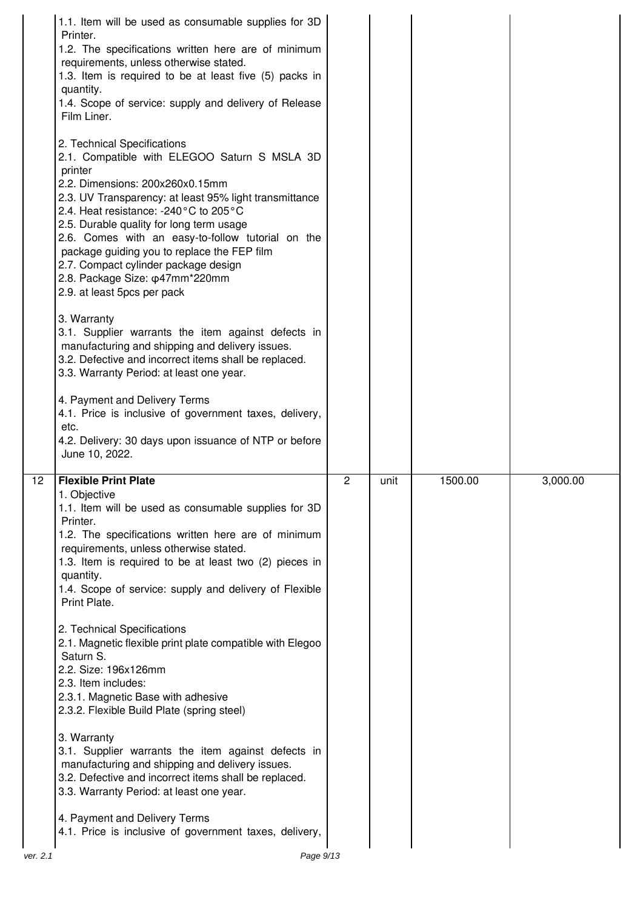| | | | | | |
|---|---|---|---|---|---|
| | 1.1. Item will be used as consumable supplies for 3D Printer.<br>1.2. The specifications written here are of minimum requirements, unless otherwise stated.<br>1.3. Item is required to be at least five (5) packs in quantity.<br>1.4. Scope of service: supply and delivery of Release Film Liner.<br><br>2. Technical Specifications<br>2.1. Compatible with ELEGOO Saturn S MSLA 3D printer<br>2.2. Dimensions: 200x260x0.15mm<br>2.3. UV Transparency: at least 95% light transmittance<br>2.4. Heat resistance: -240°C to 205°C<br>2.5. Durable quality for long term usage<br>2.6. Comes with an easy-to-follow tutorial on the package guiding you to replace the FEP film<br>2.7. Compact cylinder package design<br>2.8. Package Size: φ47mm*220mm<br>2.9. at least 5pcs per pack<br><br>3. Warranty<br>3.1. Supplier warrants the item against defects in manufacturing and shipping and delivery issues.<br>3.2. Defective and incorrect items shall be replaced.<br>3.3. Warranty Period: at least one year.<br><br>4. Payment and Delivery Terms<br>4.1. Price is inclusive of government taxes, delivery, etc.<br>4.2. Delivery: 30 days upon issuance of NTP or before June 10, 2022. | | | | |
| 12 | **Flexible Print Plate**<br>1. Objective<br>1.1. Item will be used as consumable supplies for 3D Printer.<br>1.2. The specifications written here are of minimum requirements, unless otherwise stated.<br>1.3. Item is required to be at least two (2) pieces in quantity.<br>1.4. Scope of service: supply and delivery of Flexible Print Plate.<br><br>2. Technical Specifications<br>2.1. Magnetic flexible print plate compatible with Elegoo Saturn S.<br>2.2. Size: 196x126mm<br>2.3. Item includes:<br>2.3.1. Magnetic Base with adhesive<br>2.3.2. Flexible Build Plate (spring steel)<br><br>3. Warranty<br>3.1. Supplier warrants the item against defects in manufacturing and shipping and delivery issues.<br>3.2. Defective and incorrect items shall be replaced.<br>3.3. Warranty Period: at least one year.<br><br>4. Payment and Delivery Terms<br>4.1. Price is inclusive of government taxes, delivery, | 2 | unit | 1500.00 | 3,000.00 |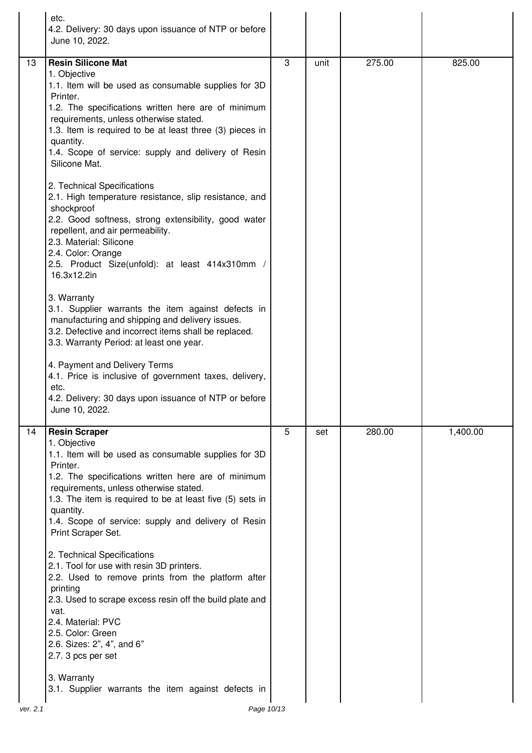| | | | | | |
|---|---|---|---|---|---|
| | etc.<br>4.2. Delivery: 30 days upon issuance of NTP or before June 10, 2022. | | | | |
| 13 | **Resin Silicone Mat**<br>1. Objective<br>1.1. Item will be used as consumable supplies for 3D Printer.<br>1.2. The specifications written here are of minimum requirements, unless otherwise stated.<br>1.3. Item is required to be at least three (3) pieces in quantity.<br>1.4. Scope of service: supply and delivery of Resin Silicone Mat.<br><br>2. Technical Specifications<br>2.1. High temperature resistance, slip resistance, and shockproof<br>2.2. Good softness, strong extensibility, good water repellent, and air permeability.<br>2.3. Material: Silicone<br>2.4. Color: Orange<br>2.5. Product Size(unfold): at least 414x310mm / 16.3x12.2in<br><br>3. Warranty<br>3.1. Supplier warrants the item against defects in manufacturing and shipping and delivery issues.<br>3.2. Defective and incorrect items shall be replaced.<br>3.3. Warranty Period: at least one year.<br><br>4. Payment and Delivery Terms<br>4.1. Price is inclusive of government taxes, delivery, etc.<br>4.2. Delivery: 30 days upon issuance of NTP or before June 10, 2022. | 3 | unit | 275.00 | 825.00 |
| 14 | **Resin Scraper**<br>1. Objective<br>1.1. Item will be used as consumable supplies for 3D Printer.<br>1.2. The specifications written here are of minimum requirements, unless otherwise stated.<br>1.3. The item is required to be at least five (5) sets in quantity.<br>1.4. Scope of service: supply and delivery of Resin Print Scraper Set.<br><br>2. Technical Specifications<br>2.1. Tool for use with resin 3D printers.<br>2.2. Used to remove prints from the platform after printing<br>2.3. Used to scrape excess resin off the build plate and vat.<br>2.4. Material: PVC<br>2.5. Color: Green<br>2.6. Sizes: 2", 4", and 6"<br>2.7. 3 pcs per set<br><br>3. Warranty<br>3.1. Supplier warrants the item against defects in | 5 | set | 280.00 | 1,400.00 |

ver. 2.1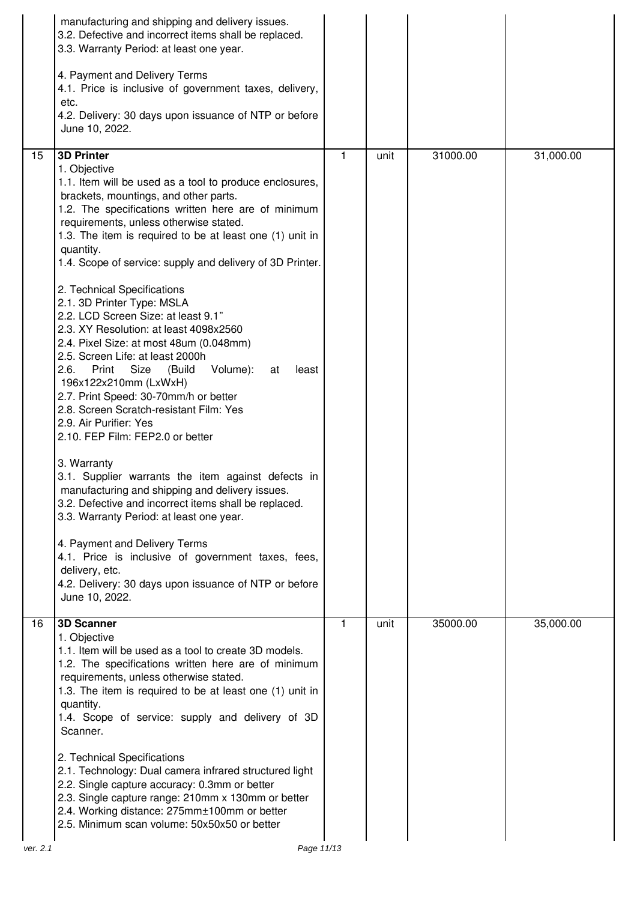| | | | | | |
|---|---|---|---|---|---|
| | manufacturing and shipping and delivery issues.<br>3.2. Defective and incorrect items shall be replaced.<br>3.3. Warranty Period: at least one year.<br><br>4. Payment and Delivery Terms<br>4.1. Price is inclusive of government taxes, delivery, etc.<br>4.2. Delivery: 30 days upon issuance of NTP or before June 10, 2022. | | | | |
| 15 | **3D Printer**<br>1. Objective<br>1.1. Item will be used as a tool to produce enclosures, brackets, mountings, and other parts.<br>1.2. The specifications written here are of minimum requirements, unless otherwise stated.<br>1.3. The item is required to be at least one (1) unit in quantity.<br>1.4. Scope of service: supply and delivery of 3D Printer.<br><br>2. Technical Specifications<br>2.1. 3D Printer Type: MSLA<br>2.2. LCD Screen Size: at least 9.1"<br>2.3. XY Resolution: at least 4098x2560<br>2.4. Pixel Size: at most 48um (0.048mm)<br>2.5. Screen Life: at least 2000h<br>2.6. Print Size (Build Volume): at least 196x122x210mm (LxWxH)<br>2.7. Print Speed: 30-70mm/h or better<br>2.8. Screen Scratch-resistant Film: Yes<br>2.9. Air Purifier: Yes<br>2.10. FEP Film: FEP2.0 or better<br><br>3. Warranty<br>3.1. Supplier warrants the item against defects in manufacturing and shipping and delivery issues.<br>3.2. Defective and incorrect items shall be replaced.<br>3.3. Warranty Period: at least one year.<br><br>4. Payment and Delivery Terms<br>4.1. Price is inclusive of government taxes, fees, delivery, etc.<br>4.2. Delivery: 30 days upon issuance of NTP or before June 10, 2022. | 1 | unit | 31000.00 | 31,000.00 |
| 16 | **3D Scanner**<br>1. Objective<br>1.1. Item will be used as a tool to create 3D models.<br>1.2. The specifications written here are of minimum requirements, unless otherwise stated.<br>1.3. The item is required to be at least one (1) unit in quantity.<br>1.4. Scope of service: supply and delivery of 3D Scanner.<br><br>2. Technical Specifications<br>2.1. Technology: Dual camera infrared structured light<br>2.2. Single capture accuracy: 0.3mm or better<br>2.3. Single capture range: 210mm x 130mm or better<br>2.4. Working distance: 275mm±100mm or better<br>2.5. Minimum scan volume: 50x50x50 or better | 1 | unit | 35000.00 | 35,000.00 |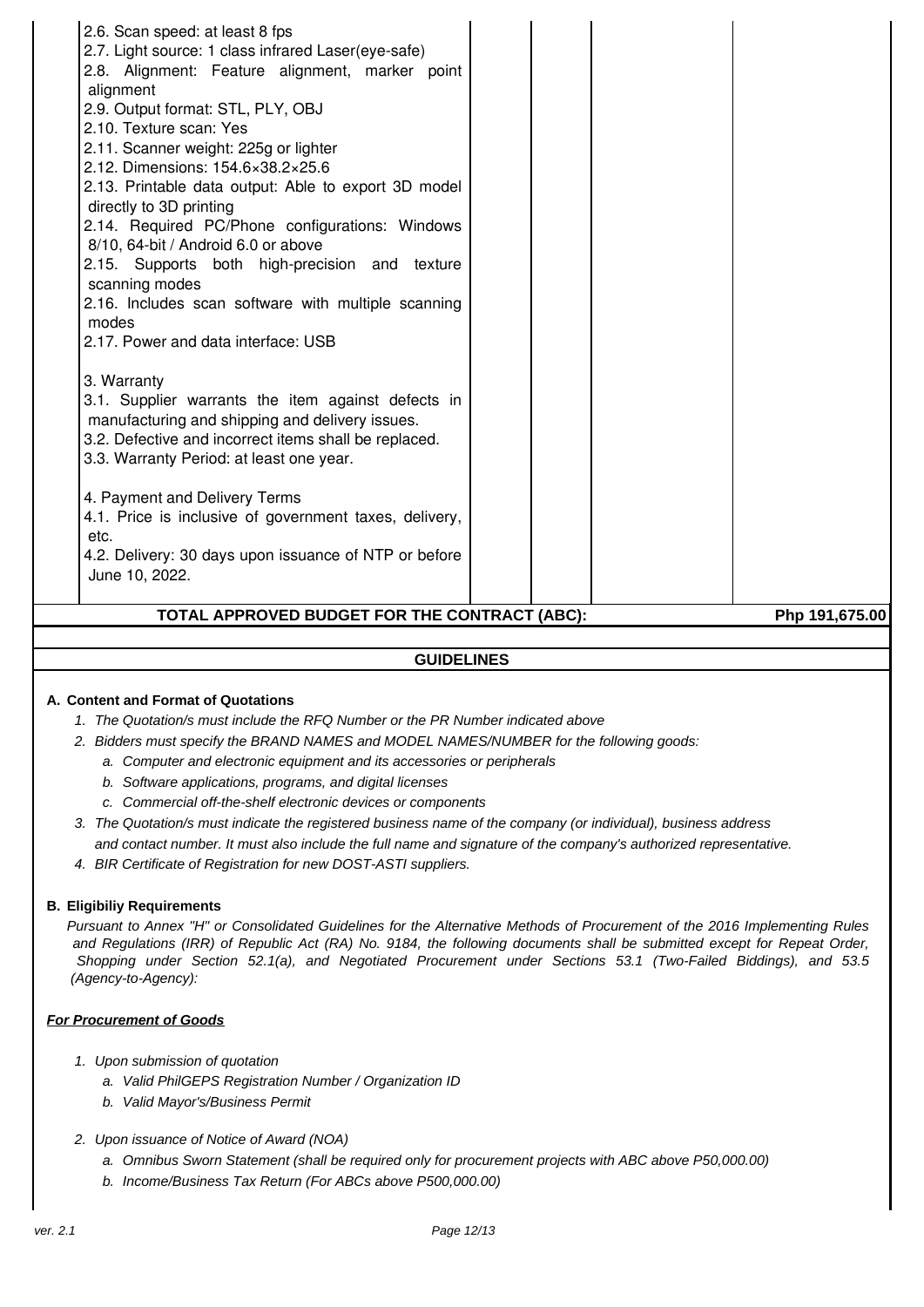| | | | | |
|---|---|---|---|---|
| 2.6. Scan speed: at least 8 fps<br>2.7. Light source: 1 class infrared Laser(eye-safe)<br>2.8. Alignment: Feature alignment, marker point alignment<br>2.9. Output format: STL, PLY, OBJ<br>2.10. Texture scan: Yes<br>2.11. Scanner weight: 225g or lighter<br>2.12. Dimensions: 154.6×38.2×25.6<br>2.13. Printable data output: Able to export 3D model directly to 3D printing<br>2.14. Required PC/Phone configurations: Windows 8/10, 64-bit / Android 6.0 or above<br>2.15. Supports both high-precision and texture scanning modes<br>2.16. Includes scan software with multiple scanning modes<br>2.17. Power and data interface: USB<br><br>3. Warranty<br>3.1. Supplier warrants the item against defects in manufacturing and shipping and delivery issues.<br>3.2. Defective and incorrect items shall be replaced.<br>3.3. Warranty Period: at least one year.<br><br>4. Payment and Delivery Terms<br>4.1. Price is inclusive of government taxes, delivery, etc.<br>4.2. Delivery: 30 days upon issuance of NTP or before June 10, 2022. | | | | |
| **TOTAL APPROVED BUDGET FOR THE CONTRACT (ABC):** | | | | **Php 191,675.00** |

## GUIDELINES

**A. Content and Format of Quotations**

1. *The Quotation/s must include the RFQ Number or the PR Number indicated above*
2. *Bidders must specify the BRAND NAMES and MODEL NAMES/NUMBER for the following goods:*
   a. *Computer and electronic equipment and its accessories or peripherals*
   b. *Software applications, programs, and digital licenses*
   c. *Commercial off-the-shelf electronic devices or components*
3. *The Quotation/s must indicate the registered business name of the company (or individual), business address and contact number. It must also include the full name and signature of the company's authorized representative.*
4. *BIR Certificate of Registration for new DOST-ASTI suppliers.*

**B. Eligibiliy Requirements**

*Pursuant to Annex "H" or Consolidated Guidelines for the Alternative Methods of Procurement of the 2016 Implementing Rules and Regulations (IRR) of Republic Act (RA) No. 9184, the following documents shall be submitted except for Repeat Order, Shopping under Section 52.1(a), and Negotiated Procurement under Sections 53.1 (Two-Failed Biddings), and 53.5 (Agency-to-Agency):*

***For Procurement of Goods***

1. *Upon submission of quotation*
   a. *Valid PhilGEPS Registration Number / Organization ID*
   b. *Valid Mayor's/Business Permit*
2. *Upon issuance of Notice of Award (NOA)*
   a. *Omnibus Sworn Statement (shall be required only for procurement projects with ABC above P50,000.00)*
   b. *Income/Business Tax Return (For ABCs above P500,000.00)*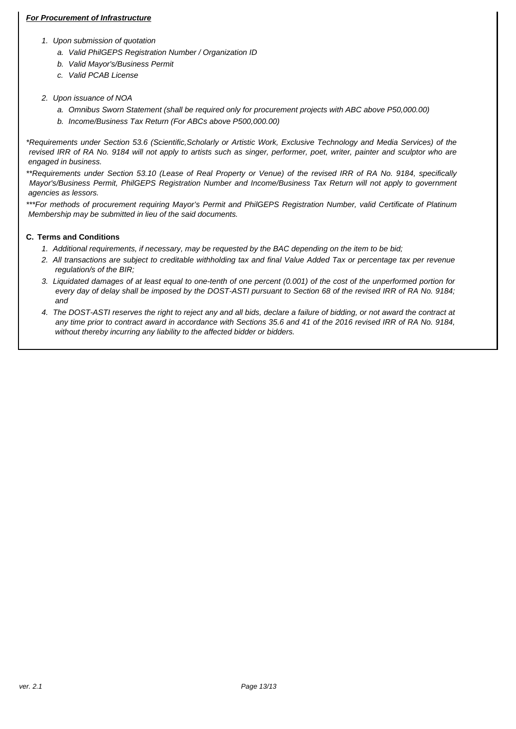***For Procurement of Infrastructure***

1. *Upon submission of quotation*
   a. *Valid PhilGEPS Registration Number / Organization ID*
   b. *Valid Mayor's/Business Permit*
   c. *Valid PCAB License*

2. *Upon issuance of NOA*
   a. *Omnibus Sworn Statement (shall be required only for procurement projects with ABC above P50,000.00)*
   b. *Income/Business Tax Return (For ABCs above P500,000.00)*

**Requirements under Section 53.6 (Scientific,Scholarly or Artistic Work, Exclusive Technology and Media Services) of the revised IRR of RA No. 9184 will not apply to artists such as singer, performer, poet, writer, painter and sculptor who are engaged in business.*

***Requirements under Section 53.10 (Lease of Real Property or Venue) of the revised IRR of RA No. 9184, specifically Mayor's/Business Permit, PhilGEPS Registration Number and Income/Business Tax Return will not apply to government agencies as lessors.*

****For methods of procurement requiring Mayor's Permit and PhilGEPS Registration Number, valid Certificate of Platinum Membership may be submitted in lieu of the said documents.*

**C. Terms and Conditions**

1. *Additional requirements, if necessary, may be requested by the BAC depending on the item to be bid;*
2. *All transactions are subject to creditable withholding tax and final Value Added Tax or percentage tax per revenue regulation/s of the BIR;*
3. *Liquidated damages of at least equal to one-tenth of one percent (0.001) of the cost of the unperformed portion for every day of delay shall be imposed by the DOST-ASTI pursuant to Section 68 of the revised IRR of RA No. 9184; and*
4. *The DOST-ASTI reserves the right to reject any and all bids, declare a failure of bidding, or not award the contract at any time prior to contract award in accordance with Sections 35.6 and 41 of the 2016 revised IRR of RA No. 9184, without thereby incurring any liability to the affected bidder or bidders.*